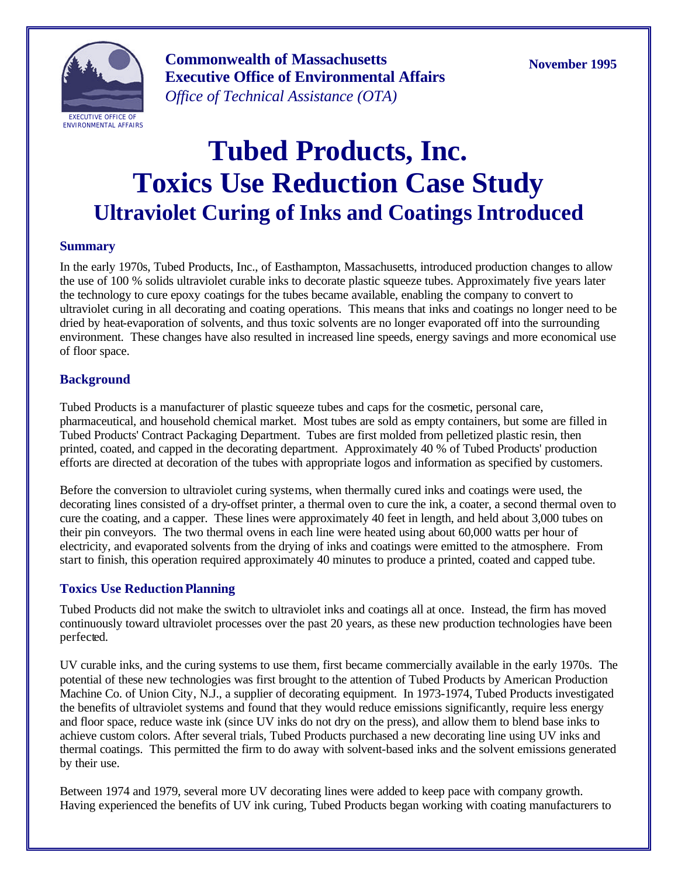**Commonwealth of Massachusetts**
**Executive Office of Environmental Affairs**
*Office of Technical Assistance (OTA)*

**November 1995**

# Tubed Products, Inc.
# Toxics Use Reduction Case Study
## Ultraviolet Curing of Inks and Coatings Introduced

### Summary

In the early 1970s, Tubed Products, Inc., of Easthampton, Massachusetts, introduced production changes to allow the use of 100 % solids ultraviolet curable inks to decorate plastic squeeze tubes. Approximately five years later the technology to cure epoxy coatings for the tubes became available, enabling the company to convert to ultraviolet curing in all decorating and coating operations. This means that inks and coatings no longer need to be dried by heat-evaporation of solvents, and thus toxic solvents are no longer evaporated off into the surrounding environment. These changes have also resulted in increased line speeds, energy savings and more economical use of floor space.

### Background

Tubed Products is a manufacturer of plastic squeeze tubes and caps for the cosmetic, personal care, pharmaceutical, and household chemical market. Most tubes are sold as empty containers, but some are filled in Tubed Products' Contract Packaging Department. Tubes are first molded from pelletized plastic resin, then printed, coated, and capped in the decorating department. Approximately 40 % of Tubed Products' production efforts are directed at decoration of the tubes with appropriate logos and information as specified by customers.

Before the conversion to ultraviolet curing systems, when thermally cured inks and coatings were used, the decorating lines consisted of a dry-offset printer, a thermal oven to cure the ink, a coater, a second thermal oven to cure the coating, and a capper. These lines were approximately 40 feet in length, and held about 3,000 tubes on their pin conveyors. The two thermal ovens in each line were heated using about 60,000 watts per hour of electricity, and evaporated solvents from the drying of inks and coatings were emitted to the atmosphere. From start to finish, this operation required approximately 40 minutes to produce a printed, coated and capped tube.

### Toxics Use Reduction Planning

Tubed Products did not make the switch to ultraviolet inks and coatings all at once. Instead, the firm has moved continuously toward ultraviolet processes over the past 20 years, as these new production technologies have been perfected.

UV curable inks, and the curing systems to use them, first became commercially available in the early 1970s. The potential of these new technologies was first brought to the attention of Tubed Products by American Production Machine Co. of Union City, N.J., a supplier of decorating equipment. In 1973-1974, Tubed Products investigated the benefits of ultraviolet systems and found that they would reduce emissions significantly, require less energy and floor space, reduce waste ink (since UV inks do not dry on the press), and allow them to blend base inks to achieve custom colors. After several trials, Tubed Products purchased a new decorating line using UV inks and thermal coatings. This permitted the firm to do away with solvent-based inks and the solvent emissions generated by their use.

Between 1974 and 1979, several more UV decorating lines were added to keep pace with company growth. Having experienced the benefits of UV ink curing, Tubed Products began working with coating manufacturers to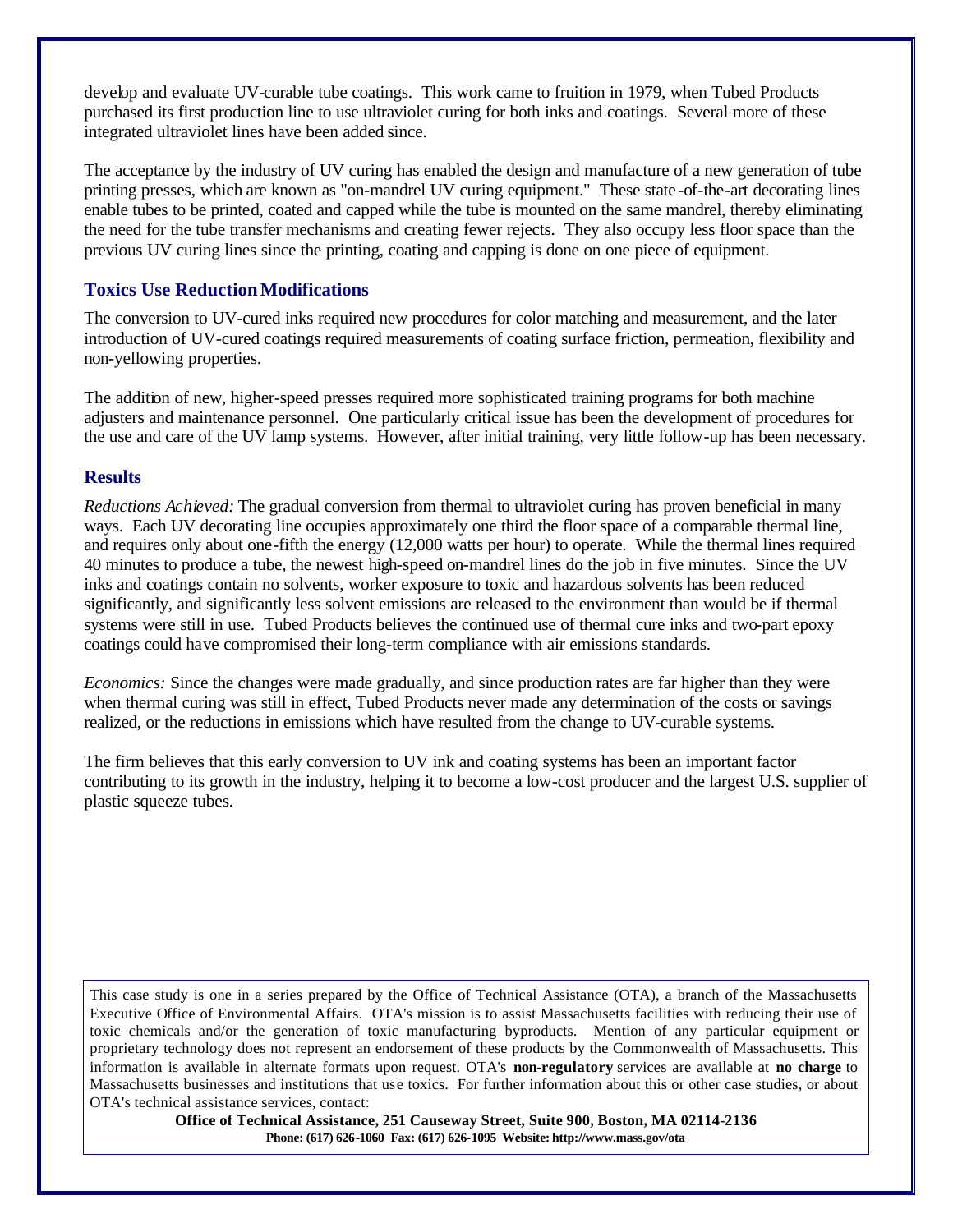develop and evaluate UV-curable tube coatings. This work came to fruition in 1979, when Tubed Products purchased its first production line to use ultraviolet curing for both inks and coatings. Several more of these integrated ultraviolet lines have been added since.

The acceptance by the industry of UV curing has enabled the design and manufacture of a new generation of tube printing presses, which are known as "on-mandrel UV curing equipment." These state-of-the-art decorating lines enable tubes to be printed, coated and capped while the tube is mounted on the same mandrel, thereby eliminating the need for the tube transfer mechanisms and creating fewer rejects. They also occupy less floor space than the previous UV curing lines since the printing, coating and capping is done on one piece of equipment.

## Toxics Use Reduction Modifications

The conversion to UV-cured inks required new procedures for color matching and measurement, and the later introduction of UV-cured coatings required measurements of coating surface friction, permeation, flexibility and non-yellowing properties.

The addition of new, higher-speed presses required more sophisticated training programs for both machine adjusters and maintenance personnel. One particularly critical issue has been the development of procedures for the use and care of the UV lamp systems. However, after initial training, very little follow-up has been necessary.

## Results

*Reductions Achieved:* The gradual conversion from thermal to ultraviolet curing has proven beneficial in many ways. Each UV decorating line occupies approximately one third the floor space of a comparable thermal line, and requires only about one-fifth the energy (12,000 watts per hour) to operate. While the thermal lines required 40 minutes to produce a tube, the newest high-speed on-mandrel lines do the job in five minutes. Since the UV inks and coatings contain no solvents, worker exposure to toxic and hazardous solvents has been reduced significantly, and significantly less solvent emissions are released to the environment than would be if thermal systems were still in use. Tubed Products believes the continued use of thermal cure inks and two-part epoxy coatings could have compromised their long-term compliance with air emissions standards.

*Economics:* Since the changes were made gradually, and since production rates are far higher than they were when thermal curing was still in effect, Tubed Products never made any determination of the costs or savings realized, or the reductions in emissions which have resulted from the change to UV-curable systems.

The firm believes that this early conversion to UV ink and coating systems has been an important factor contributing to its growth in the industry, helping it to become a low-cost producer and the largest U.S. supplier of plastic squeeze tubes.

This case study is one in a series prepared by the Office of Technical Assistance (OTA), a branch of the Massachusetts Executive Office of Environmental Affairs. OTA's mission is to assist Massachusetts facilities with reducing their use of toxic chemicals and/or the generation of toxic manufacturing byproducts. Mention of any particular equipment or proprietary technology does not represent an endorsement of these products by the Commonwealth of Massachusetts. This information is available in alternate formats upon request. OTA's **non-regulatory** services are available at **no charge** to Massachusetts businesses and institutions that use toxics. For further information about this or other case studies, or about OTA's technical assistance services, contact:

**Office of Technical Assistance, 251 Causeway Street, Suite 900, Boston, MA 02114-2136**
**Phone: (617) 626-1060 Fax: (617) 626-1095 Website: http://www.mass.gov/ota**